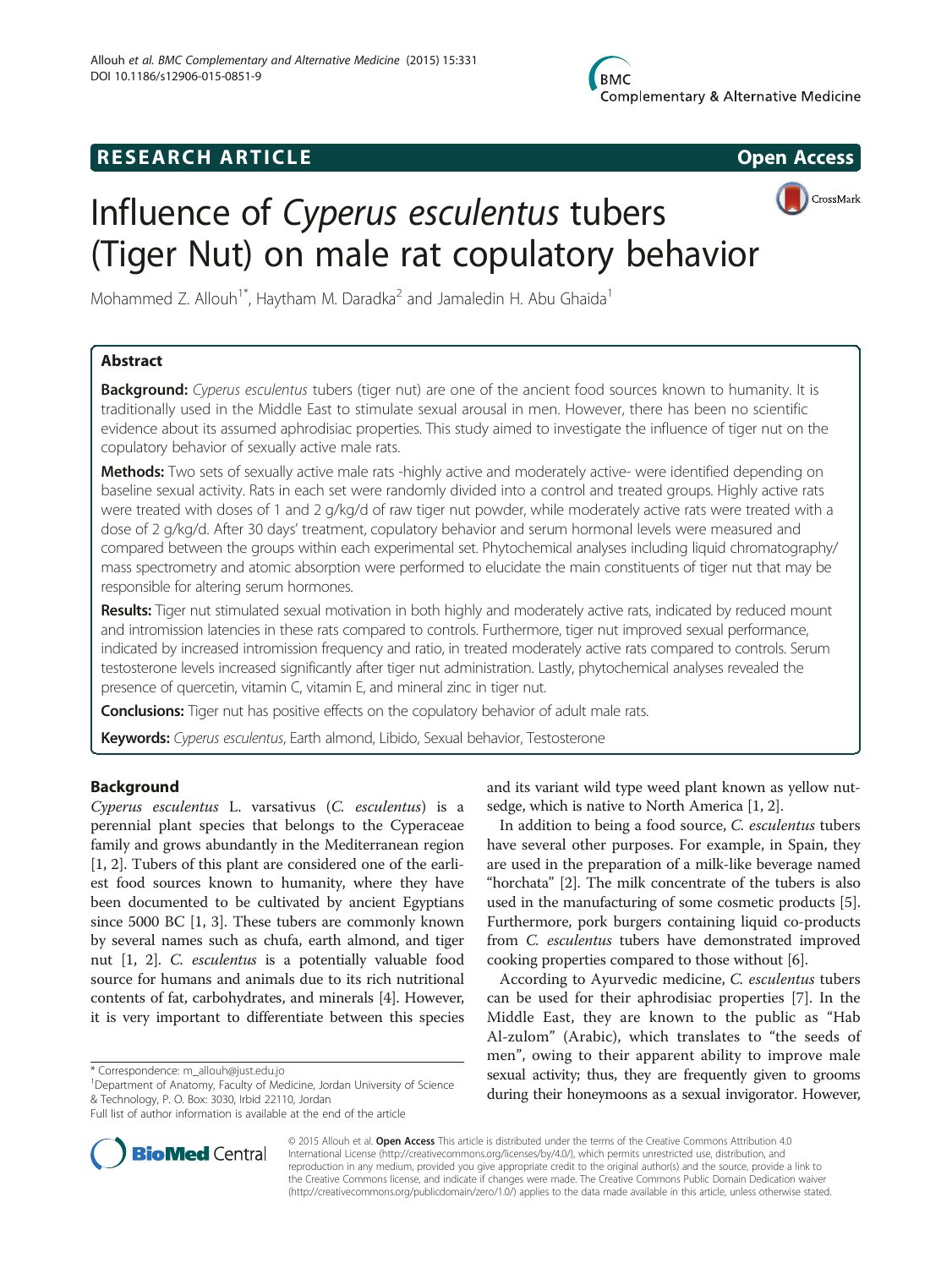# RESEARCH ARTICLE

Open Access

# Influence of *Cyperus esculentus* tubers (Tiger Nut) on male rat copulatory behavior

Mohammed Z. Allouh[1*], Haytham M. Daradka[2] and Jamaledin H. Abu Ghaida[1]

## Abstract

**Background:** *Cyperus esculentus* tubers (tiger nut) are one of the ancient food sources known to humanity. It is traditionally used in the Middle East to stimulate sexual arousal in men. However, there has been no scientific evidence about its assumed aphrodisiac properties. This study aimed to investigate the influence of tiger nut on the copulatory behavior of sexually active male rats.

**Methods:** Two sets of sexually active male rats -highly active and moderately active- were identified depending on baseline sexual activity. Rats in each set were randomly divided into a control and treated groups. Highly active rats were treated with doses of 1 and 2 g/kg/d of raw tiger nut powder, while moderately active rats were treated with a dose of 2 g/kg/d. After 30 days' treatment, copulatory behavior and serum hormonal levels were measured and compared between the groups within each experimental set. Phytochemical analyses including liquid chromatography/mass spectrometry and atomic absorption were performed to elucidate the main constituents of tiger nut that may be responsible for altering serum hormones.

**Results:** Tiger nut stimulated sexual motivation in both highly and moderately active rats, indicated by reduced mount and intromission latencies in these rats compared to controls. Furthermore, tiger nut improved sexual performance, indicated by increased intromission frequency and ratio, in treated moderately active rats compared to controls. Serum testosterone levels increased significantly after tiger nut administration. Lastly, phytochemical analyses revealed the presence of quercetin, vitamin C, vitamin E, and mineral zinc in tiger nut.

**Conclusions:** Tiger nut has positive effects on the copulatory behavior of adult male rats.

**Keywords:** *Cyperus esculentus*, Earth almond, Libido, Sexual behavior, Testosterone

## Background

*Cyperus esculentus* L. varsativus (*C. esculentus*) is a perennial plant species that belongs to the Cyperaceae family and grows abundantly in the Mediterranean region [1, 2]. Tubers of this plant are considered one of the earliest food sources known to humanity, where they have been documented to be cultivated by ancient Egyptians since 5000 BC [1, 3]. These tubers are commonly known by several names such as chufa, earth almond, and tiger nut [1, 2]. *C. esculentus* is a potentially valuable food source for humans and animals due to its rich nutritional contents of fat, carbohydrates, and minerals [4]. However, it is very important to differentiate between this species and its variant wild type weed plant known as yellow nutsedge, which is native to North America [1, 2].

In addition to being a food source, *C. esculentus* tubers have several other purposes. For example, in Spain, they are used in the preparation of a milk-like beverage named "horchata" [2]. The milk concentrate of the tubers is also used in the manufacturing of some cosmetic products [5]. Furthermore, pork burgers containing liquid co-products from *C. esculentus* tubers have demonstrated improved cooking properties compared to those without [6].

According to Ayurvedic medicine, *C. esculentus* tubers can be used for their aphrodisiac properties [7]. In the Middle East, they are known to the public as "Hab Al-zulom" (Arabic), which translates to "the seeds of men", owing to their apparent ability to improve male sexual activity; thus, they are frequently given to grooms during their honeymoons as a sexual invigorator. However,

\* Correspondence: m_allouh@just.edu.jo

[1]Department of Anatomy, Faculty of Medicine, Jordan University of Science & Technology, P. O. Box: 3030, Irbid 22110, Jordan

Full list of author information is available at the end of the article

© 2015 Allouh et al. **Open Access** This article is distributed under the terms of the Creative Commons Attribution 4.0 International License (http://creativecommons.org/licenses/by/4.0/), which permits unrestricted use, distribution, and reproduction in any medium, provided you give appropriate credit to the original author(s) and the source, provide a link to the Creative Commons license, and indicate if changes were made. The Creative Commons Public Domain Dedication waiver (http://creativecommons.org/publicdomain/zero/1.0/) applies to the data made available in this article, unless otherwise stated.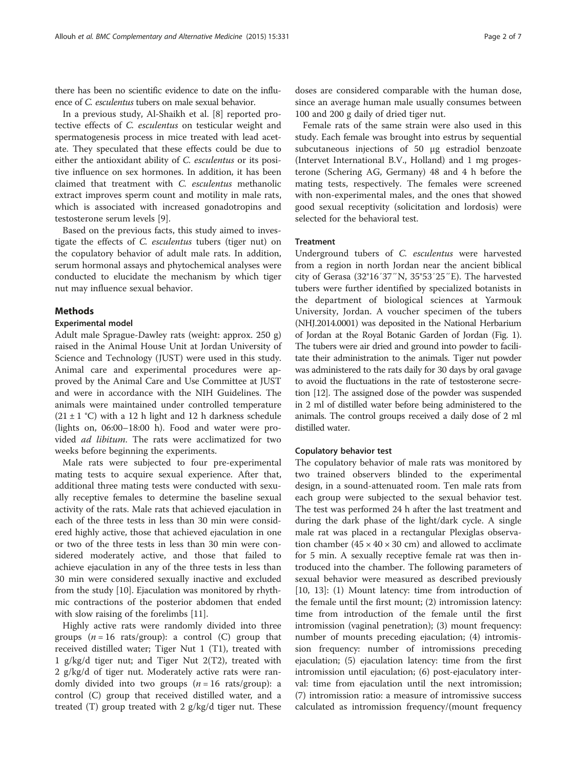there has been no scientific evidence to date on the influence of *C. esculentus* tubers on male sexual behavior.

In a previous study, Al-Shaikh et al. [8] reported protective effects of *C. esculentus* on testicular weight and spermatogenesis process in mice treated with lead acetate. They speculated that these effects could be due to either the antioxidant ability of *C. esculentus* or its positive influence on sex hormones. In addition, it has been claimed that treatment with *C. esculentus* methanolic extract improves sperm count and motility in male rats, which is associated with increased gonadotropins and testosterone serum levels [9].

Based on the previous facts, this study aimed to investigate the effects of *C. esculentus* tubers (tiger nut) on the copulatory behavior of adult male rats. In addition, serum hormonal assays and phytochemical analyses were conducted to elucidate the mechanism by which tiger nut may influence sexual behavior.

## Methods

### Experimental model

Adult male Sprague-Dawley rats (weight: approx. 250 g) raised in the Animal House Unit at Jordan University of Science and Technology (JUST) were used in this study. Animal care and experimental procedures were approved by the Animal Care and Use Committee at JUST and were in accordance with the NIH Guidelines. The animals were maintained under controlled temperature (21 ± 1 °C) with a 12 h light and 12 h darkness schedule (lights on, 06:00–18:00 h). Food and water were provided *ad libitum*. The rats were acclimatized for two weeks before beginning the experiments.

Male rats were subjected to four pre-experimental mating tests to acquire sexual experience. After that, additional three mating tests were conducted with sexually receptive females to determine the baseline sexual activity of the rats. Male rats that achieved ejaculation in each of the three tests in less than 30 min were considered highly active, those that achieved ejaculation in one or two of the three tests in less than 30 min were considered moderately active, and those that failed to achieve ejaculation in any of the three tests in less than 30 min were considered sexually inactive and excluded from the study [10]. Ejaculation was monitored by rhythmic contractions of the posterior abdomen that ended with slow raising of the forelimbs [11].

Highly active rats were randomly divided into three groups ($n = 16$ rats/group): a control (C) group that received distilled water; Tiger Nut 1 (T1), treated with 1 g/kg/d tiger nut; and Tiger Nut 2(T2), treated with 2 g/kg/d of tiger nut. Moderately active rats were randomly divided into two groups ($n = 16$ rats/group): a control (C) group that received distilled water, and a treated (T) group treated with 2 g/kg/d tiger nut. These doses are considered comparable with the human dose, since an average human male usually consumes between 100 and 200 g daily of dried tiger nut.

Female rats of the same strain were also used in this study. Each female was brought into estrus by sequential subcutaneous injections of 50 μg estradiol benzoate (Intervet International B.V., Holland) and 1 mg progesterone (Schering AG, Germany) 48 and 4 h before the mating tests, respectively. The females were screened with non-experimental males, and the ones that showed good sexual receptivity (solicitation and lordosis) were selected for the behavioral test.

### Treatment

Underground tubers of *C. esculentus* were harvested from a region in north Jordan near the ancient biblical city of Gerasa (32°16′37″N, 35°53′25″E). The harvested tubers were further identified by specialized botanists in the department of biological sciences at Yarmouk University, Jordan. A voucher specimen of the tubers (NHJ.2014.0001) was deposited in the National Herbarium of Jordan at the Royal Botanic Garden of Jordan (Fig. 1). The tubers were air dried and ground into powder to facilitate their administration to the animals. Tiger nut powder was administered to the rats daily for 30 days by oral gavage to avoid the fluctuations in the rate of testosterone secretion [12]. The assigned dose of the powder was suspended in 2 ml of distilled water before being administered to the animals. The control groups received a daily dose of 2 ml distilled water.

### Copulatory behavior test

The copulatory behavior of male rats was monitored by two trained observers blinded to the experimental design, in a sound-attenuated room. Ten male rats from each group were subjected to the sexual behavior test. The test was performed 24 h after the last treatment and during the dark phase of the light/dark cycle. A single male rat was placed in a rectangular Plexiglas observation chamber (45 × 40 × 30 cm) and allowed to acclimate for 5 min. A sexually receptive female rat was then introduced into the chamber. The following parameters of sexual behavior were measured as described previously [10, 13]: (1) Mount latency: time from introduction of the female until the first mount; (2) intromission latency: time from introduction of the female until the first intromission (vaginal penetration); (3) mount frequency: number of mounts preceding ejaculation; (4) intromission frequency: number of intromissions preceding ejaculation; (5) ejaculation latency: time from the first intromission until ejaculation; (6) post-ejaculatory interval: time from ejaculation until the next intromission; (7) intromission ratio: a measure of intromissive success calculated as intromission frequency/(mount frequency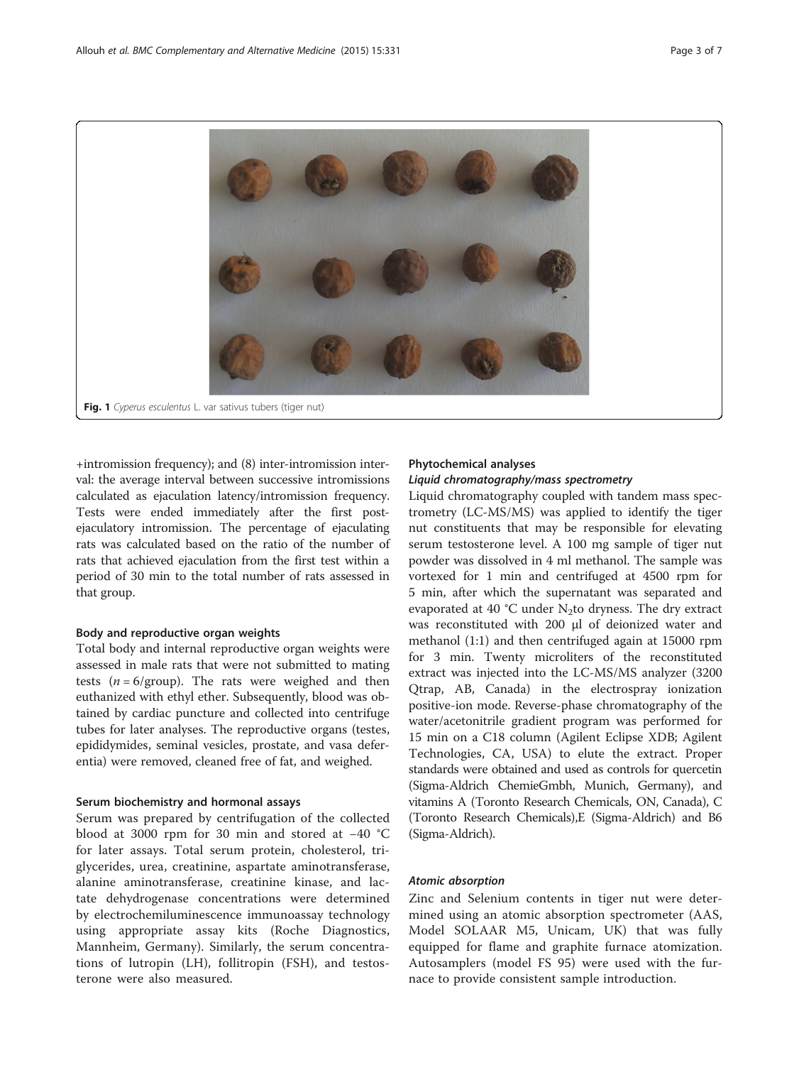Fig. 1 *Cyperus esculentus* L. var sativus tubers (tiger nut)

+intromission frequency); and (8) inter-intromission interval: the average interval between successive intromissions calculated as ejaculation latency/intromission frequency. Tests were ended immediately after the first post-ejaculatory intromission. The percentage of ejaculating rats was calculated based on the ratio of the number of rats that achieved ejaculation from the first test within a period of 30 min to the total number of rats assessed in that group.

### Body and reproductive organ weights

Total body and internal reproductive organ weights were assessed in male rats that were not submitted to mating tests ($n = 6$/group). The rats were weighed and then euthanized with ethyl ether. Subsequently, blood was obtained by cardiac puncture and collected into centrifuge tubes for later analyses. The reproductive organs (testes, epididymides, seminal vesicles, prostate, and vasa deferentia) were removed, cleaned free of fat, and weighed.

### Serum biochemistry and hormonal assays

Serum was prepared by centrifugation of the collected blood at 3000 rpm for 30 min and stored at −40 °C for later assays. Total serum protein, cholesterol, triglycerides, urea, creatinine, aspartate aminotransferase, alanine aminotransferase, creatinine kinase, and lactate dehydrogenase concentrations were determined by electrochemiluminescence immunoassay technology using appropriate assay kits (Roche Diagnostics, Mannheim, Germany). Similarly, the serum concentrations of lutropin (LH), follitropin (FSH), and testosterone were also measured.

### Phytochemical analyses

#### *Liquid chromatography/mass spectrometry*

Liquid chromatography coupled with tandem mass spectrometry (LC-MS/MS) was applied to identify the tiger nut constituents that may be responsible for elevating serum testosterone level. A 100 mg sample of tiger nut powder was dissolved in 4 ml methanol. The sample was vortexed for 1 min and centrifuged at 4500 rpm for 5 min, after which the supernatant was separated and evaporated at 40 °C under $N_2$to dryness. The dry extract was reconstituted with 200 μl of deionized water and methanol (1:1) and then centrifuged again at 15000 rpm for 3 min. Twenty microliters of the reconstituted extract was injected into the LC-MS/MS analyzer (3200 Qtrap, AB, Canada) in the electrospray ionization positive-ion mode. Reverse-phase chromatography of the water/acetonitrile gradient program was performed for 15 min on a C18 column (Agilent Eclipse XDB; Agilent Technologies, CA, USA) to elute the extract. Proper standards were obtained and used as controls for quercetin (Sigma-Aldrich ChemieGmbh, Munich, Germany), and vitamins A (Toronto Research Chemicals, ON, Canada), C (Toronto Research Chemicals),E (Sigma-Aldrich) and B6 (Sigma-Aldrich).

#### *Atomic absorption*

Zinc and Selenium contents in tiger nut were determined using an atomic absorption spectrometer (AAS, Model SOLAAR M5, Unicam, UK) that was fully equipped for flame and graphite furnace atomization. Autosamplers (model FS 95) were used with the furnace to provide consistent sample introduction.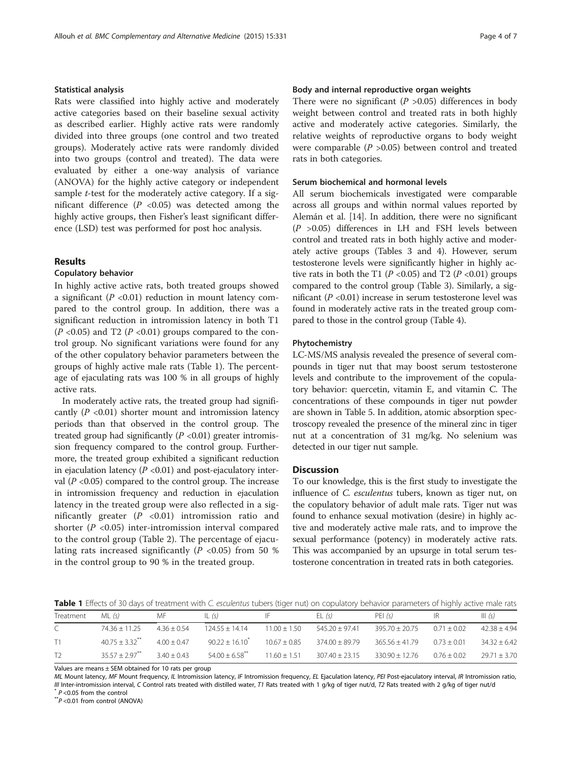### Statistical analysis

Rats were classified into highly active and moderately active categories based on their baseline sexual activity as described earlier. Highly active rats were randomly divided into three groups (one control and two treated groups). Moderately active rats were randomly divided into two groups (control and treated). The data were evaluated by either a one-way analysis of variance (ANOVA) for the highly active category or independent sample *t*-test for the moderately active category. If a significant difference ($P < 0.05$) was detected among the highly active groups, then Fisher's least significant difference (LSD) test was performed for post hoc analysis.

## Results

### Copulatory behavior

In highly active active rats, both treated groups showed a significant ($P < 0.01$) reduction in mount latency compared to the control group. In addition, there was a significant reduction in intromission latency in both T1 ($P < 0.05$) and T2 ($P < 0.01$) groups compared to the control group. No significant variations were found for any of the other copulatory behavior parameters between the groups of highly active male rats (Table 1). The percentage of ejaculating rats was 100 % in all groups of highly active rats.

In moderately active rats, the treated group had significantly ($P < 0.01$) shorter mount and intromission latency periods than that observed in the control group. The treated group had significantly ($P < 0.01$) greater intromission frequency compared to the control group. Furthermore, the treated group exhibited a significant reduction in ejaculation latency ($P < 0.01$) and post-ejaculatory interval ($P < 0.05$) compared to the control group. The increase in intromission frequency and reduction in ejaculation latency in the treated group were also reflected in a significantly greater ($P < 0.01$) intromission ratio and shorter ($P < 0.05$) inter-intromission interval compared to the control group (Table 2). The percentage of ejaculating rats increased significantly ($P < 0.05$) from 50 % in the control group to 90 % in the treated group.

### Body and internal reproductive organ weights

There were no significant ($P > 0.05$) differences in body weight between control and treated rats in both highly active and moderately active categories. Similarly, the relative weights of reproductive organs to body weight were comparable ($P > 0.05$) between control and treated rats in both categories.

### Serum biochemical and hormonal levels

All serum biochemicals investigated were comparable across all groups and within normal values reported by Alemán et al. [14]. In addition, there were no significant ($P > 0.05$) differences in LH and FSH levels between control and treated rats in both highly active and moderately active groups (Tables 3 and 4). However, serum testosterone levels were significantly higher in highly active rats in both the T1 ($P < 0.05$) and T2 ($P < 0.01$) groups compared to the control group (Table 3). Similarly, a significant ($P < 0.01$) increase in serum testosterone level was found in moderately active rats in the treated group compared to those in the control group (Table 4).

### Phytochemistry

LC-MS/MS analysis revealed the presence of several compounds in tiger nut that may boost serum testosterone levels and contribute to the improvement of the copulatory behavior: quercetin, vitamin E, and vitamin C. The concentrations of these compounds in tiger nut powder are shown in Table 5. In addition, atomic absorption spectroscopy revealed the presence of the mineral zinc in tiger nut at a concentration of 31 mg/kg. No selenium was detected in our tiger nut sample.

## Discussion

To our knowledge, this is the first study to investigate the influence of *C. esculentus* tubers, known as tiger nut, on the copulatory behavior of adult male rats. Tiger nut was found to enhance sexual motivation (desire) in highly active and moderately active male rats, and to improve the sexual performance (potency) in moderately active rats. This was accompanied by an upsurge in total serum testosterone concentration in treated rats in both categories.

**Table 1** Effects of 30 days of treatment with *C. esculentus* tubers (tiger nut) on copulatory behavior parameters of highly active male rats

| Treatment | ML *(s)* | MF | IL *(s)* | IF | EL *(s)* | PEI *(s)* | IR | III *(s)* |
|---|---|---|---|---|---|---|---|---|
| C | 74.36 ± 11.25 | 4.36 ± 0.54 | 124.55 ± 14.14 | 11.00 ± 1.50 | 545.20 ± 97.41 | 395.70 ± 20.75 | 0.71 ± 0.02 | 42.38 ± 4.94 |
| T1 | 40.75 ± 3.32** | 4.00 ± 0.47 | 90.22 ± 16.10* | 10.67 ± 0.85 | 374.00 ± 89.79 | 365.56 ± 41.79 | 0.73 ± 0.01 | 34.32 ± 6.42 |
| T2 | 35.57 ± 2.97** | 3.40 ± 0.43 | 54.00 ± 6.58** | 11.60 ± 1.51 | 307.40 ± 23.15 | 330.90 ± 12.76 | 0.76 ± 0.02 | 29.71 ± 3.70 |

Values are means ± SEM obtained for 10 rats per group

*ML* Mount latency, *MF* Mount frequency, *IL* Intromission latency, *IF* Intromission frequency, *EL* Ejaculation latency, *PEI* Post-ejaculatory interval, *IR* Intromission ratio, *III* Inter-intromission interval, *C* Control rats treated with distilled water, *T1* Rats treated with 1 g/kg of tiger nut/d, *T2* Rats treated with 2 g/kg of tiger nut/d

* $P < 0.05$ from the control

** $P < 0.01$ from control (ANOVA)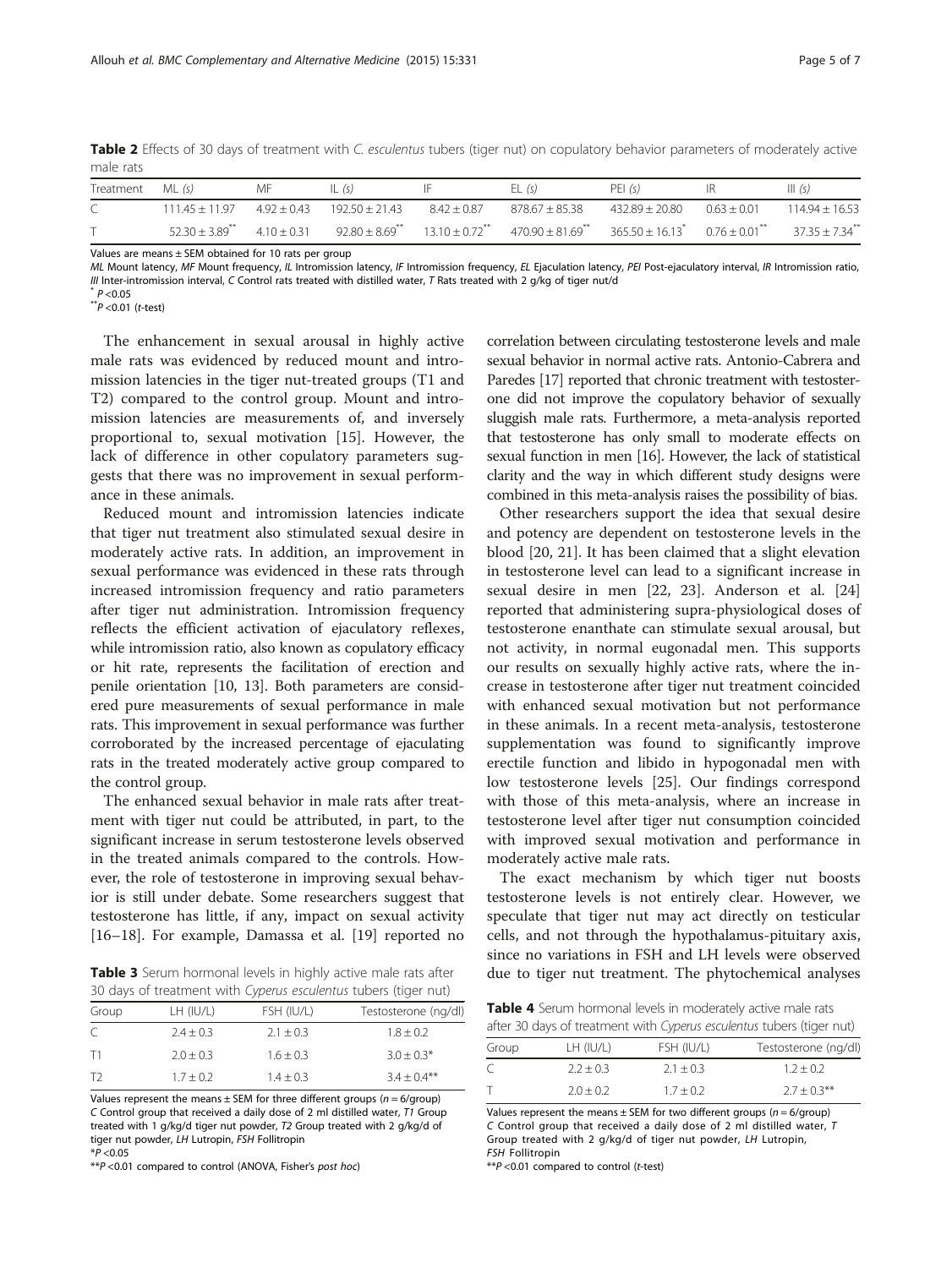**Table 2** Effects of 30 days of treatment with *C. esculentus* tubers (tiger nut) on copulatory behavior parameters of moderately active male rats

| Treatment | ML (s) | MF | IL (s) | IF | EL (s) | PEI (s) | IR | III (s) |
|---|---|---|---|---|---|---|---|---|
| C | 111.45 ± 11.97 | 4.92 ± 0.43 | 192.50 ± 21.43 | 8.42 ± 0.87 | 878.67 ± 85.38 | 432.89 ± 20.80 | 0.63 ± 0.01 | 114.94 ± 16.53 |
| T | 52.30 ± 3.89** | 4.10 ± 0.31 | 92.80 ± 8.69** | 13.10 ± 0.72** | 470.90 ± 81.69** | 365.50 ± 16.13* | 0.76 ± 0.01** | 37.35 ± 7.34** |

Values are means ± SEM obtained for 10 rats per group

*ML* Mount latency, *MF* Mount frequency, *IL* Intromission latency, *IF* Intromission frequency, *EL* Ejaculation latency, *PEI* Post-ejaculatory interval, *IR* Intromission ratio, *III* Inter-intromission interval, *C* Control rats treated with distilled water, *T* Rats treated with 2 g/kg of tiger nut/d

* $P < 0.05$

** $P < 0.01$ (*t*-test)

The enhancement in sexual arousal in highly active male rats was evidenced by reduced mount and intromission latencies in the tiger nut-treated groups (T1 and T2) compared to the control group. Mount and intromission latencies are measurements of, and inversely proportional to, sexual motivation [15]. However, the lack of difference in other copulatory parameters suggests that there was no improvement in sexual performance in these animals.

Reduced mount and intromission latencies indicate that tiger nut treatment also stimulated sexual desire in moderately active rats. In addition, an improvement in sexual performance was evidenced in these rats through increased intromission frequency and ratio parameters after tiger nut administration. Intromission frequency reflects the efficient activation of ejaculatory reflexes, while intromission ratio, also known as copulatory efficacy or hit rate, represents the facilitation of erection and penile orientation [10, 13]. Both parameters are considered pure measurements of sexual performance in male rats. This improvement in sexual performance was further corroborated by the increased percentage of ejaculating rats in the treated moderately active group compared to the control group.

The enhanced sexual behavior in male rats after treatment with tiger nut could be attributed, in part, to the significant increase in serum testosterone levels observed in the treated animals compared to the controls. However, the role of testosterone in improving sexual behavior is still under debate. Some researchers suggest that testosterone has little, if any, impact on sexual activity [16–18]. For example, Damassa et al. [19] reported no correlation between circulating testosterone levels and male sexual behavior in normal active rats. Antonio-Cabrera and Paredes [17] reported that chronic treatment with testosterone did not improve the copulatory behavior of sexually sluggish male rats. Furthermore, a meta-analysis reported that testosterone has only small to moderate effects on sexual function in men [16]. However, the lack of statistical clarity and the way in which different study designs were combined in this meta-analysis raises the possibility of bias.

**Table 3** Serum hormonal levels in highly active male rats after 30 days of treatment with *Cyperus esculentus* tubers (tiger nut)

| Group | LH (IU/L) | FSH (IU/L) | Testosterone (ng/dl) |
|---|---|---|---|
| C | 2.4 ± 0.3 | 2.1 ± 0.3 | 1.8 ± 0.2 |
| T1 | 2.0 ± 0.3 | 1.6 ± 0.3 | 3.0 ± 0.3* |
| T2 | 1.7 ± 0.2 | 1.4 ± 0.3 | 3.4 ± 0.4** |

Values represent the means ± SEM for three different groups ($n = 6$/group)
*C* Control group that received a daily dose of 2 ml distilled water, *T1* Group treated with 1 g/kg/d tiger nut powder, *T2* Group treated with 2 g/kg/d of tiger nut powder, *LH* Lutropin, *FSH* Follitropin

*$P < 0.05$

**$P < 0.01$ compared to control (ANOVA, Fisher's *post hoc*)

Other researchers support the idea that sexual desire and potency are dependent on testosterone levels in the blood [20, 21]. It has been claimed that a slight elevation in testosterone level can lead to a significant increase in sexual desire in men [22, 23]. Anderson et al. [24] reported that administering supra-physiological doses of testosterone enanthate can stimulate sexual arousal, but not activity, in normal eugonadal men. This supports our results on sexually highly active rats, where the increase in testosterone after tiger nut treatment coincided with enhanced sexual motivation but not performance in these animals. In a recent meta-analysis, testosterone supplementation was found to significantly improve erectile function and libido in hypogonadal men with low testosterone levels [25]. Our findings correspond with those of this meta-analysis, where an increase in testosterone level after tiger nut consumption coincided with improved sexual motivation and performance in moderately active male rats.

The exact mechanism by which tiger nut boosts testosterone levels is not entirely clear. However, we speculate that tiger nut may act directly on testicular cells, and not through the hypothalamus-pituitary axis, since no variations in FSH and LH levels were observed due to tiger nut treatment. The phytochemical analyses

**Table 4** Serum hormonal levels in moderately active male rats after 30 days of treatment with *Cyperus esculentus* tubers (tiger nut)

| Group | LH (IU/L) | FSH (IU/L) | Testosterone (ng/dl) |
|---|---|---|---|
| C | 2.2 ± 0.3 | 2.1 ± 0.3 | 1.2 ± 0.2 |
| T | 2.0 ± 0.2 | 1.7 ± 0.2 | 2.7 ± 0.3** |

Values represent the means ± SEM for two different groups ($n = 6$/group)
*C* Control group that received a daily dose of 2 ml distilled water, *T* Group treated with 2 g/kg/d of tiger nut powder, *LH* Lutropin, *FSH* Follitropin

**$P < 0.01$ compared to control (*t*-test)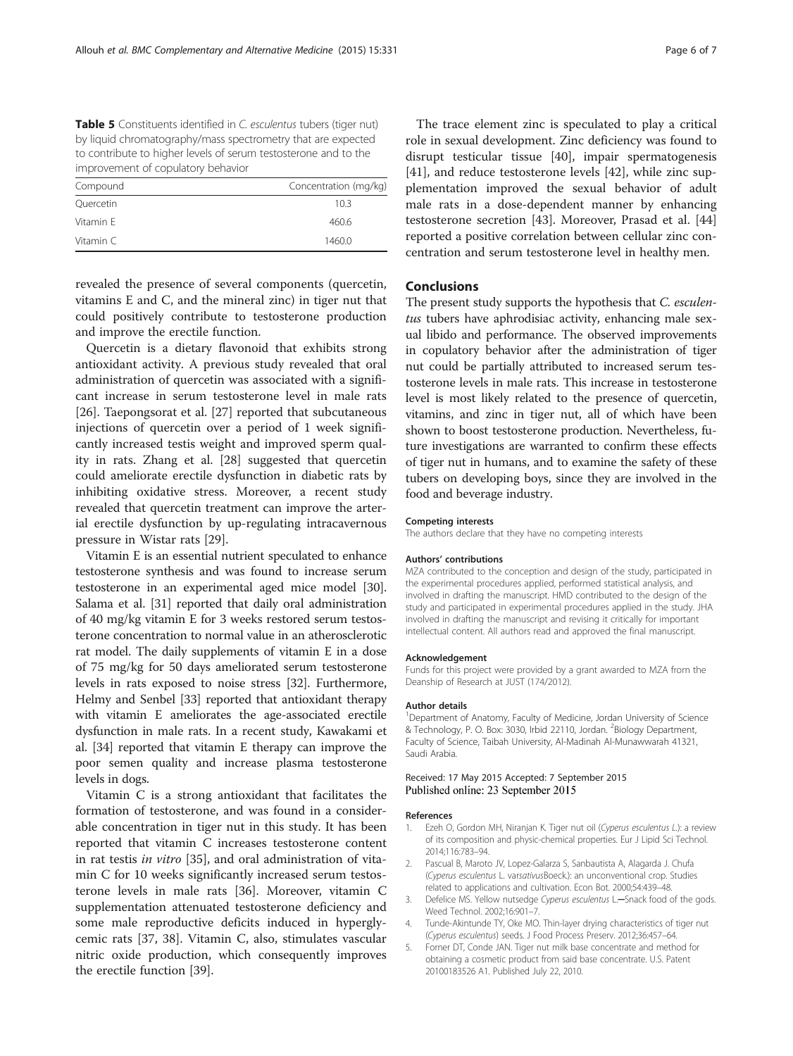**Table 5** Constituents identified in *C. esculentus* tubers (tiger nut) by liquid chromatography/mass spectrometry that are expected to contribute to higher levels of serum testosterone and to the improvement of copulatory behavior

| Compound | Concentration (mg/kg) |
| --- | --- |
| Quercetin | 10.3 |
| Vitamin E | 460.6 |
| Vitamin C | 1460.0 |

revealed the presence of several components (quercetin, vitamins E and C, and the mineral zinc) in tiger nut that could positively contribute to testosterone production and improve the erectile function.

Quercetin is a dietary flavonoid that exhibits strong antioxidant activity. A previous study revealed that oral administration of quercetin was associated with a significant increase in serum testosterone level in male rats [26]. Taepongsorat et al. [27] reported that subcutaneous injections of quercetin over a period of 1 week significantly increased testis weight and improved sperm quality in rats. Zhang et al. [28] suggested that quercetin could ameliorate erectile dysfunction in diabetic rats by inhibiting oxidative stress. Moreover, a recent study revealed that quercetin treatment can improve the arterial erectile dysfunction by up-regulating intracavernous pressure in Wistar rats [29].

Vitamin E is an essential nutrient speculated to enhance testosterone synthesis and was found to increase serum testosterone in an experimental aged mice model [30]. Salama et al. [31] reported that daily oral administration of 40 mg/kg vitamin E for 3 weeks restored serum testosterone concentration to normal value in an atherosclerotic rat model. The daily supplements of vitamin E in a dose of 75 mg/kg for 50 days ameliorated serum testosterone levels in rats exposed to noise stress [32]. Furthermore, Helmy and Senbel [33] reported that antioxidant therapy with vitamin E ameliorates the age-associated erectile dysfunction in male rats. In a recent study, Kawakami et al. [34] reported that vitamin E therapy can improve the poor semen quality and increase plasma testosterone levels in dogs.

Vitamin C is a strong antioxidant that facilitates the formation of testosterone, and was found in a considerable concentration in tiger nut in this study. It has been reported that vitamin C increases testosterone content in rat testis *in vitro* [35], and oral administration of vitamin C for 10 weeks significantly increased serum testosterone levels in male rats [36]. Moreover, vitamin C supplementation attenuated testosterone deficiency and some male reproductive deficits induced in hyperglycemic rats [37, 38]. Vitamin C, also, stimulates vascular nitric oxide production, which consequently improves the erectile function [39].

The trace element zinc is speculated to play a critical role in sexual development. Zinc deficiency was found to disrupt testicular tissue [40], impair spermatogenesis [41], and reduce testosterone levels [42], while zinc supplementation improved the sexual behavior of adult male rats in a dose-dependent manner by enhancing testosterone secretion [43]. Moreover, Prasad et al. [44] reported a positive correlation between cellular zinc concentration and serum testosterone level in healthy men.

## Conclusions

The present study supports the hypothesis that *C. esculentus* tubers have aphrodisiac activity, enhancing male sexual libido and performance. The observed improvements in copulatory behavior after the administration of tiger nut could be partially attributed to increased serum testosterone levels in male rats. This increase in testosterone level is most likely related to the presence of quercetin, vitamins, and zinc in tiger nut, all of which have been shown to boost testosterone production. Nevertheless, future investigations are warranted to confirm these effects of tiger nut in humans, and to examine the safety of these tubers on developing boys, since they are involved in the food and beverage industry.

#### Competing interests

The authors declare that they have no competing interests

#### Authors' contributions

MZA contributed to the conception and design of the study, participated in the experimental procedures applied, performed statistical analysis, and involved in drafting the manuscript. HMD contributed to the design of the study and participated in experimental procedures applied in the study. JHA involved in drafting the manuscript and revising it critically for important intellectual content. All authors read and approved the final manuscript.

#### Acknowledgement

Funds for this project were provided by a grant awarded to MZA from the Deanship of Research at JUST (174/2012).

#### Author details

[1]Department of Anatomy, Faculty of Medicine, Jordan University of Science & Technology, P. O. Box: 3030, Irbid 22110, Jordan. [2]Biology Department, Faculty of Science, Taibah University, Al-Madinah Al-Munawwarah 41321, Saudi Arabia.

Received: 17 May 2015 Accepted: 7 September 2015
Published online: 23 September 2015

#### References

1. Ezeh O, Gordon MH, Niranjan K. Tiger nut oil (*Cyperus esculentus L.*): a review of its composition and physic-chemical properties. Eur J Lipid Sci Technol. 2014;116:783–94.
2. Pascual B, Maroto JV, Lopez-Galarza S, Sanbautista A, Alagarda J. Chufa (*Cyperus esculentus* L. var*sativus*Boeck.): an unconventional crop. Studies related to applications and cultivation. Econ Bot. 2000;54:439–48.
3. Defelice MS. Yellow nutsedge *Cyperus esculentus* L.—Snack food of the gods. Weed Technol. 2002;16:901–7.
4. Tunde-Akintunde TY, Oke MO. Thin-layer drying characteristics of tiger nut (*Cyperus esculentus*) seeds. J Food Process Preserv. 2012;36:457–64.
5. Forner DT, Conde JAN. Tiger nut milk base concentrate and method for obtaining a cosmetic product from said base concentrate. U.S. Patent 20100183526 A1. Published July 22, 2010.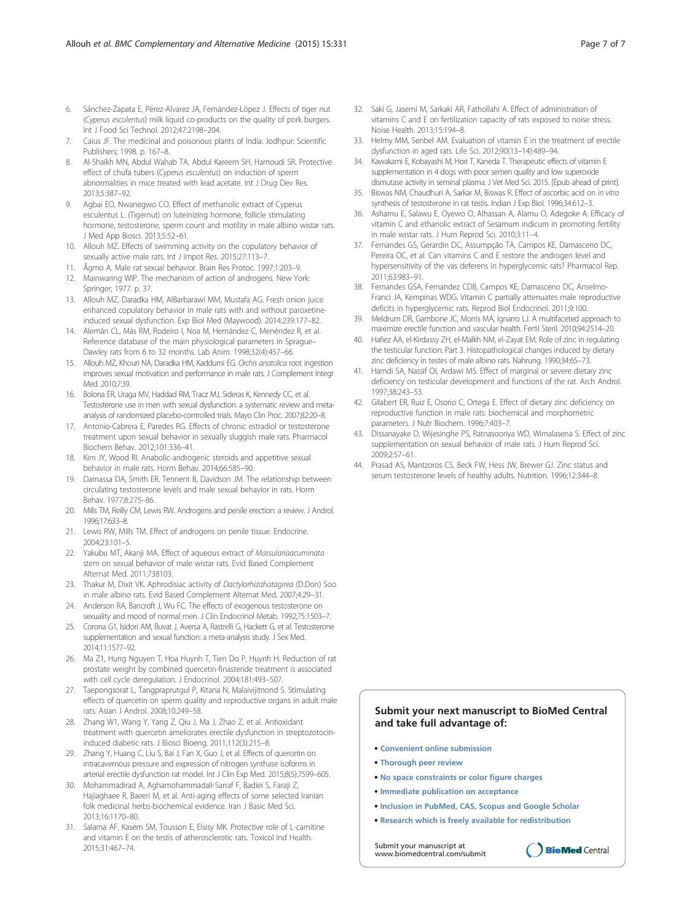6. Sánchez-Zapata E, Pérez-Alvarez JA, Fernández-López J. Effects of tiger nut (*Cyperus esculentus*) milk liquid co-products on the quality of pork burgers. Int J Food Sci Technol. 2012;47:2198–204.
7. Caius JF. The medicinal and poisonous plants of India. Jodhpur: Scientific Publishers; 1998. p. 167–8.
8. Al-Shaikh MN, Abdul Wahab TA, Abdul Kareem SH, Hamoudi SR. Protective effect of chufa tubers (*Cyperus esculentus*) on induction of sperm abnormalities in mice treated with lead acetate. Int J Drug Dev Res. 2013;5:387–92.
9. Agbai EO, Nwanegwo CO. Effect of methanolic extract of Cyperus esculentus L. (Tigernut) on luteinizing hormone, follicle stimulating hormone, testosterone, sperm count and motility in male albino wistar rats. J Med App Biosci. 2013;5:52–61.
10. Allouh MZ. Effects of swimming activity on the copulatory behavior of sexually active male rats. Int J Impot Res. 2015;27:113–7.
11. Ågmo A. Male rat sexual behavior. Brain Res Protoc. 1997;1:203–9.
12. Mainwaring WIP. The mechanism of action of androgens. New York: Springer; 1977. p. 37.
13. Allouh MZ, Daradka HM, AlBarbarawi MM, Mustafa AG. Fresh onion juice enhanced copulatory behavior in male rats with and without paroxetine-induced sexual dysfunction. Exp Biol Med (Maywood). 2014;239:177–82.
14. Alemán CL, Más RM, Rodeiro I, Noa M, Hernández C, Menéndez R, et al. Reference database of the main physiological parameters in Sprague–Dawley rats from 6 to 32 months. Lab Anim. 1998;32(4):457–66.
15. Allouh MZ, Khouri NA, Daradka HM, Kaddumi EG. *Orchis anatolica* root ingestion improves sexual motivation and performance in male rats. J Complement Integr Med. 2010;7:39.
16. Bolona ER, Uraga MV, Haddad RM, Tracz MJ, Sideras K, Kennedy CC, et al. Testosterone use in men with sexual dysfunction: a systematic review and meta-analysis of randomized placebo-controlled trials. Mayo Clin Proc. 2007;82:20–8.
17. Antonio-Cabrera E, Paredes RG. Effects of chronic estradiol or testosterone treatment upon sexual behavior in sexually sluggish male rats. Pharmacol Biochem Behav. 2012;101:336–41.
18. Kim JY, Wood RI. Anabolic-androgenic steroids and appetitive sexual behavior in male rats. Horm Behav. 2014;66:585–90.
19. Damassa DA, Smith ER, Tennent B, Davidson JM. The relationship between circulating testosterone levels and male sexual behavior in rats. Horm Behav. 1977;8:275–86.
20. Mills TM, Reilly CM, Lewis RW. Androgens and penile erection: a review. J Androl. 1996;17:633–8.
21. Lewis RW, Mills TM. Effect of androgens on penile tissue. Endocrine. 2004;23:101–5.
22. Yakubu MT, Akanji MA. Effect of aqueous extract of *Massulariaacuminata* stem on sexual behavior of male wistar rats. Evid Based Complement Alternat Med. 2011;738103.
23. Thakur M, Dixit VK. Aphrodisiac activity of *Dactylorhizahatagirea* (D.Don) Soo in male albino rats. Evid Based Complement Alternat Med. 2007;4:29–31.
24. Anderson RA, Bancroft J, Wu FC. The effects of exogenous testosterone on sexuality and mood of normal men. J Clin Endocrinol Metab. 1992;75:1503–7.
25. Corona G1, Isidori AM, Buvat J, Aversa A, Rastrelli G, Hackett G, et al. Testosterone supplementation and sexual function: a meta-analysis study. J Sex Med. 2014;11:1577–92.
26. Ma Z1, Hung Nguyen T, Hoa Huynh T, Tien Do P, Huynh H. Reduction of rat prostate weight by combined quercetin-finasteride treatment is associated with cell cycle deregulation. J Endocrinol. 2004;181:493–507.
27. Taepongsorat L, Tangpraprutgul P, Kitana N, Malaivijitnond S. Stimulating effects of quercetin on sperm quality and reproductive organs in adult male rats. Asian J Androl. 2008;10:249–58.
28. Zhang W1, Wang Y, Yang Z, Qiu J, Ma J, Zhao Z, et al. Antioxidant treatment with quercetin ameliorates erectile dysfunction in streptozotocin-induced diabetic rats. J Biosci Bioeng. 2011;112(3):215–8.
29. Zhang Y, Huang C, Liu S, Bai J, Fan X, Guo J, et al. Effects of quercetin on intracavernous pressure and expression of nitrogen synthase isoforms in arterial erectile dysfunction rat model. Int J Clin Exp Med. 2015;8(5):7599–605.
30. Mohammadirad A, Aghamohammadali-Sarraf F, Badiei S, Faraji Z, Hajiaghaee R, Baeeri M, et al. Anti-aging effects of some selected Iranian folk medicinal herbs-biochemical evidence. Iran J Basic Med Sci. 2013;16:1170–80.
31. Salama AF, Kasem SM, Tousson E, Elsisy MK. Protective role of L-carnitine and vitamin E on the testis of atherosclerotic rats. Toxicol Ind Health. 2015;31:467–74.
32. Saki G, Jasemi M, Sarkaki AR, Fathollahi A. Effect of administration of vitamins C and E on fertilization capacity of rats exposed to noise stress. Noise Health. 2013;15:194–8.
33. Helmy MM, Senbel AM. Evaluation of vitamin E in the treatment of erectile dysfunction in aged rats. Life Sci. 2012;90(13–14):489–94.
34. Kawakami E, Kobayashi M, Hori T, Kaneda T. Therapeutic effects of vitamin E supplementation in 4 dogs with poor semen quality and low superoxide dismutase activity in seminal plasma. J Vet Med Sci. 2015. [Epub ahead of print].
35. Biswas NM, Chaudhuri A, Sarkar M, Biswas R. Effect of ascorbic acid on *in vitro* synthesis of testosterone in rat testis. Indian J Exp Biol. 1996;34:612–3.
36. Ashamu E, Salawu E, Oyewo O, Alhassan A, Alamu O, Adegoke A. Efficacy of vitamin C and ethanolic extract of Sesamum indicum in promoting fertility in male wistar rats. J Hum Reprod Sci. 2010;3:11–4.
37. Fernandes GS, Gerardin DC, Assumpção TA, Campos KE, Damasceno DC, Pereira OC, et al. Can vitamins C and E restore the androgen level and hypersensitivity of the vas deferens in hyperglycemic rats? Pharmacol Rep. 2011;63:983–91.
38. Fernandes GSA, Fernandez CDB, Campos KE, Damasceno DC, Anselmo-Franci JA, Kempinas WDG. Vitamin C partially attenuates male reproductive deficits in hyperglycemic rats. Reprod Biol Endocrinol. 2011;9:100.
39. Meldrum DR, Gambone JC, Morris MA, Ignarro LJ. A multifaceted approach to maximize erectile function and vascular health. Fertil Steril. 2010;94:2514–20.
40. Hafiez AA, el-Kirdassy ZH, el-Malkh NM, el-Zayat EM. Role of zinc in regulating the testicular function. Part 3. Histopathological changes induced by dietary zinc deficiency in testes of male albino rats. Nahrung. 1990;34:65–73.
41. Hamdi SA, Nassif OI, Ardawi MS. Effect of marginal or severe dietary zinc deficiency on testicular development and functions of the rat. Arch Androl. 1997;38:243–53.
42. Gilabert ER, Ruiz E, Osorio C, Ortega E. Effect of dietary zinc deficiency on reproductive function in male rats: biochemical and morphometric parameters. J Nutr Biochem. 1996;7:403–7.
43. Dissanayake D, Wijesinghe PS, Ratnasooriya WD, Wimalasena S. Effect of zinc supplementation on sexual behavior of male rats. J Hum Reprod Sci. 2009;2:57–61.
44. Prasad AS, Mantzoros CS, Beck FW, Hess JW, Brewer GJ. Zinc status and serum testosterone levels of healthy adults. Nutrition. 1996;12:344–8.

**Submit your next manuscript to BioMed Central and take full advantage of:**

- **Convenient online submission**
- **Thorough peer review**
- **No space constraints or color figure charges**
- **Immediate publication on acceptance**
- **Inclusion in PubMed, CAS, Scopus and Google Scholar**
- **Research which is freely available for redistribution**

Submit your manuscript at
www.biomedcentral.com/submit

BioMed Central